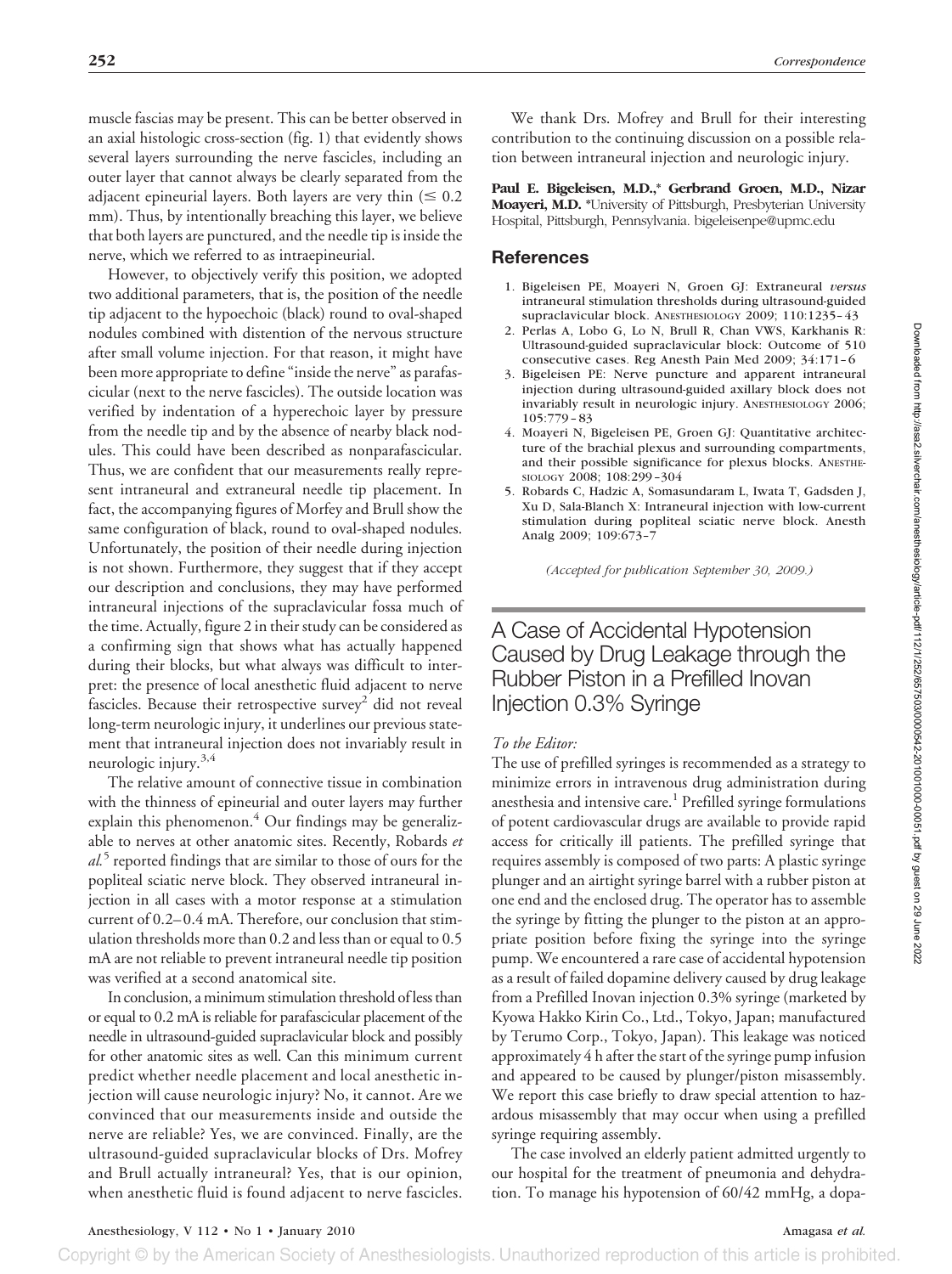muscle fascias may be present. This can be better observed in an axial histologic cross-section (fig. 1) that evidently shows several layers surrounding the nerve fascicles, including an outer layer that cannot always be clearly separated from the adjacent epineurial layers. Both layers are very thin ($\leq$ 0.2 mm). Thus, by intentionally breaching this layer, we believe that both layers are punctured, and the needle tip is inside the nerve, which we referred to as intraepineurial.

However, to objectively verify this position, we adopted two additional parameters, that is, the position of the needle tip adjacent to the hypoechoic (black) round to oval-shaped nodules combined with distention of the nervous structure after small volume injection. For that reason, it might have been more appropriate to define "inside the nerve" as parafascicular (next to the nerve fascicles). The outside location was verified by indentation of a hyperechoic layer by pressure from the needle tip and by the absence of nearby black nodules. This could have been described as nonparafascicular. Thus, we are confident that our measurements really represent intraneural and extraneural needle tip placement. In fact, the accompanying figures of Morfey and Brull show the same configuration of black, round to oval-shaped nodules. Unfortunately, the position of their needle during injection is not shown. Furthermore, they suggest that if they accept our description and conclusions, they may have performed intraneural injections of the supraclavicular fossa much of the time. Actually, figure 2 in their study can be considered as a confirming sign that shows what has actually happened during their blocks, but what always was difficult to interpret: the presence of local anesthetic fluid adjacent to nerve fascicles. Because their retrospective survey[2] did not reveal long-term neurologic injury, it underlines our previous statement that intraneural injection does not invariably result in neurologic injury.[3,4]

The relative amount of connective tissue in combination with the thinness of epineurial and outer layers may further explain this phenomenon.[4] Our findings may be generalizable to nerves at other anatomic sites. Recently, Robards *et al.*[5] reported findings that are similar to those of ours for the popliteal sciatic nerve block. They observed intraneural injection in all cases with a motor response at a stimulation current of 0.2–0.4 mA. Therefore, our conclusion that stimulation thresholds more than 0.2 and less than or equal to 0.5 mA are not reliable to prevent intraneural needle tip position was verified at a second anatomical site.

In conclusion, a minimum stimulation threshold of less than or equal to 0.2 mA is reliable for parafascicular placement of the needle in ultrasound-guided supraclavicular block and possibly for other anatomic sites as well. Can this minimum current predict whether needle placement and local anesthetic injection will cause neurologic injury? No, it cannot. Are we convinced that our measurements inside and outside the nerve are reliable? Yes, we are convinced. Finally, are the ultrasound-guided supraclavicular blocks of Drs. Mofrey and Brull actually intraneural? Yes, that is our opinion, when anesthetic fluid is found adjacent to nerve fascicles.

We thank Drs. Mofrey and Brull for their interesting contribution to the continuing discussion on a possible relation between intraneural injection and neurologic injury.

**Paul E. Bigeleisen, M.D.,\* Gerbrand Groen, M.D., Nizar Moayeri, M.D.** \*University of Pittsburgh, Presbyterian University Hospital, Pittsburgh, Pennsylvania. bigeleisenpe@upmc.edu

## References

1. Bigeleisen PE, Moayeri N, Groen GJ: Extraneural *versus* intraneural stimulation thresholds during ultrasound-guided supraclavicular block. Anesthesiology 2009; 110:1235–43
2. Perlas A, Lobo G, Lo N, Brull R, Chan VWS, Karkhanis R: Ultrasound-guided supraclavicular block: Outcome of 510 consecutive cases. Reg Anesth Pain Med 2009; 34:171–6
3. Bigeleisen PE: Nerve puncture and apparent intraneural injection during ultrasound-guided axillary block does not invariably result in neurologic injury. Anesthesiology 2006; 105:779–83
4. Moayeri N, Bigeleisen PE, Groen GJ: Quantitative architecture of the brachial plexus and surrounding compartments, and their possible significance for plexus blocks. Anesthesiology 2008; 108:299–304
5. Robards C, Hadzic A, Somasundaram L, Iwata T, Gadsden J, Xu D, Sala-Blanch X: Intraneural injection with low-current stimulation during popliteal sciatic nerve block. Anesth Analg 2009; 109:673–7

*(Accepted for publication September 30, 2009.)*

# A Case of Accidental Hypotension Caused by Drug Leakage through the Rubber Piston in a Prefilled Inovan Injection 0.3% Syringe

*To the Editor:*

The use of prefilled syringes is recommended as a strategy to minimize errors in intravenous drug administration during anesthesia and intensive care.[1] Prefilled syringe formulations of potent cardiovascular drugs are available to provide rapid access for critically ill patients. The prefilled syringe that requires assembly is composed of two parts: A plastic syringe plunger and an airtight syringe barrel with a rubber piston at one end and the enclosed drug. The operator has to assemble the syringe by fitting the plunger to the piston at an appropriate position before fixing the syringe into the syringe pump. We encountered a rare case of accidental hypotension as a result of failed dopamine delivery caused by drug leakage from a Prefilled Inovan injection 0.3% syringe (marketed by Kyowa Hakko Kirin Co., Ltd., Tokyo, Japan; manufactured by Terumo Corp., Tokyo, Japan). This leakage was noticed approximately 4 h after the start of the syringe pump infusion and appeared to be caused by plunger/piston misassembly. We report this case briefly to draw special attention to hazardous misassembly that may occur when using a prefilled syringe requiring assembly.

The case involved an elderly patient admitted urgently to our hospital for the treatment of pneumonia and dehydration. To manage his hypotension of 60/42 mmHg, a dopa-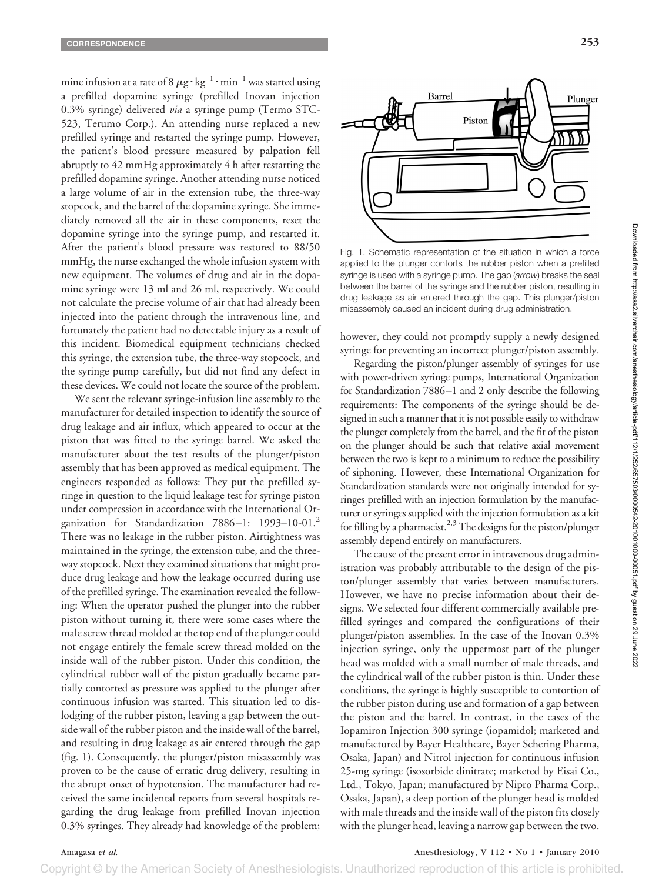mine infusion at a rate of 8 $\mu g \cdot kg^{-1} \cdot min^{-1}$ was started using a prefilled dopamine syringe (prefilled Inovan injection 0.3% syringe) delivered *via* a syringe pump (Termo STC-523, Terumo Corp.). An attending nurse replaced a new prefilled syringe and restarted the syringe pump. However, the patient's blood pressure measured by palpation fell abruptly to 42 mmHg approximately 4 h after restarting the prefilled dopamine syringe. Another attending nurse noticed a large volume of air in the extension tube, the three-way stopcock, and the barrel of the dopamine syringe. She immediately removed all the air in these components, reset the dopamine syringe into the syringe pump, and restarted it. After the patient's blood pressure was restored to 88/50 mmHg, the nurse exchanged the whole infusion system with new equipment. The volumes of drug and air in the dopamine syringe were 13 ml and 26 ml, respectively. We could not calculate the precise volume of air that had already been injected into the patient through the intravenous line, and fortunately the patient had no detectable injury as a result of this incident. Biomedical equipment technicians checked this syringe, the extension tube, the three-way stopcock, and the syringe pump carefully, but did not find any defect in these devices. We could not locate the source of the problem.

We sent the relevant syringe-infusion line assembly to the manufacturer for detailed inspection to identify the source of drug leakage and air influx, which appeared to occur at the piston that was fitted to the syringe barrel. We asked the manufacturer about the test results of the plunger/piston assembly that has been approved as medical equipment. The engineers responded as follows: They put the prefilled syringe in question to the liquid leakage test for syringe piston under compression in accordance with the International Organization for Standardization 7886–1: 1993–10-01.[2] There was no leakage in the rubber piston. Airtightness was maintained in the syringe, the extension tube, and the three-way stopcock. Next they examined situations that might produce drug leakage and how the leakage occurred during use of the prefilled syringe. The examination revealed the following: When the operator pushed the plunger into the rubber piston without turning it, there were some cases where the male screw thread molded at the top end of the plunger could not engage entirely the female screw thread molded on the inside wall of the rubber piston. Under this condition, the cylindrical rubber wall of the piston gradually became partially contorted as pressure was applied to the plunger after continuous infusion was started. This situation led to dislodging of the rubber piston, leaving a gap between the outside wall of the rubber piston and the inside wall of the barrel, and resulting in drug leakage as air entered through the gap (fig. 1). Consequently, the plunger/piston misassembly was proven to be the cause of erratic drug delivery, resulting in the abrupt onset of hypotension. The manufacturer had received the same incidental reports from several hospitals regarding the drug leakage from prefilled Inovan injection 0.3% syringes. They already had knowledge of the problem; however, they could not promptly supply a newly designed syringe for preventing an incorrect plunger/piston assembly.

Fig. 1. Schematic representation of the situation in which a force applied to the plunger contorts the rubber piston when a prefilled syringe is used with a syringe pump. The gap (*arrow*) breaks the seal between the barrel of the syringe and the rubber piston, resulting in drug leakage as air entered through the gap. This plunger/piston misassembly caused an incident during drug administration.

Regarding the piston/plunger assembly of syringes for use with power-driven syringe pumps, International Organization for Standardization 7886–1 and 2 only describe the following requirements: The components of the syringe should be designed in such a manner that it is not possible easily to withdraw the plunger completely from the barrel, and the fit of the piston on the plunger should be such that relative axial movement between the two is kept to a minimum to reduce the possibility of siphoning. However, these International Organization for Standardization standards were not originally intended for syringes prefilled with an injection formulation by the manufacturer or syringes supplied with the injection formulation as a kit for filling by a pharmacist.[2,3] The designs for the piston/plunger assembly depend entirely on manufacturers.

The cause of the present error in intravenous drug administration was probably attributable to the design of the piston/plunger assembly that varies between manufacturers. However, we have no precise information about their designs. We selected four different commercially available prefilled syringes and compared the configurations of their plunger/piston assemblies. In the case of the Inovan 0.3% injection syringe, only the uppermost part of the plunger head was molded with a small number of male threads, and the cylindrical wall of the rubber piston is thin. Under these conditions, the syringe is highly susceptible to contortion of the rubber piston during use and formation of a gap between the piston and the barrel. In contrast, in the cases of the Iopamiron Injection 300 syringe (iopamidol; marketed and manufactured by Bayer Healthcare, Bayer Schering Pharma, Osaka, Japan) and Nitrol injection for continuous infusion 25-mg syringe (isosorbide dinitrate; marketed by Eisai Co., Ltd., Tokyo, Japan; manufactured by Nipro Pharma Corp., Osaka, Japan), a deep portion of the plunger head is molded with male threads and the inside wall of the piston fits closely with the plunger head, leaving a narrow gap between the two.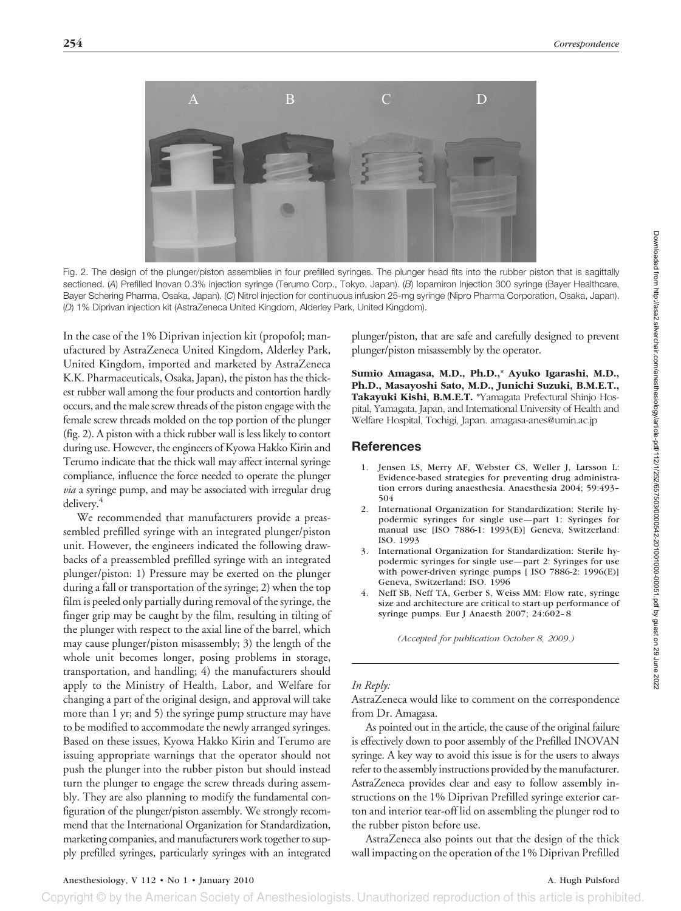Fig. 2. The design of the plunger/piston assemblies in four prefilled syringes. The plunger head fits into the rubber piston that is sagittally sectioned. (*A*) Prefilled Inovan 0.3% injection syringe (Terumo Corp., Tokyo, Japan). (*B*) Iopamiron Injection 300 syringe (Bayer Healthcare, Bayer Schering Pharma, Osaka, Japan). (*C*) Nitrol injection for continuous infusion 25-mg syringe (Nipro Pharma Corporation, Osaka, Japan). (*D*) 1% Diprivan injection kit (AstraZeneca United Kingdom, Alderley Park, United Kingdom).

In the case of the 1% Diprivan injection kit (propofol; manufactured by AstraZeneca United Kingdom, Alderley Park, United Kingdom, imported and marketed by AstraZeneca K.K. Pharmaceuticals, Osaka, Japan), the piston has the thickest rubber wall among the four products and contortion hardly occurs, and the male screw threads of the piston engage with the female screw threads molded on the top portion of the plunger (fig. 2). A piston with a thick rubber wall is less likely to contort during use. However, the engineers of Kyowa Hakko Kirin and Terumo indicate that the thick wall may affect internal syringe compliance, influence the force needed to operate the plunger *via* a syringe pump, and may be associated with irregular drug delivery.[4]

We recommended that manufacturers provide a preassembled prefilled syringe with an integrated plunger/piston unit. However, the engineers indicated the following drawbacks of a preassembled prefilled syringe with an integrated plunger/piston: 1) Pressure may be exerted on the plunger during a fall or transportation of the syringe; 2) when the top film is peeled only partially during removal of the syringe, the finger grip may be caught by the film, resulting in tilting of the plunger with respect to the axial line of the barrel, which may cause plunger/piston misassembly; 3) the length of the whole unit becomes longer, posing problems in storage, transportation, and handling; 4) the manufacturers should apply to the Ministry of Health, Labor, and Welfare for changing a part of the original design, and approval will take more than 1 yr; and 5) the syringe pump structure may have to be modified to accommodate the newly arranged syringes. Based on these issues, Kyowa Hakko Kirin and Terumo are issuing appropriate warnings that the operator should not push the plunger into the rubber piston but should instead turn the plunger to engage the screw threads during assembly. They are also planning to modify the fundamental configuration of the plunger/piston assembly. We strongly recommend that the International Organization for Standardization, marketing companies, and manufacturers work together to supply prefilled syringes, particularly syringes with an integrated plunger/piston, that are safe and carefully designed to prevent plunger/piston misassembly by the operator.

**Sumio Amagasa, M.D., Ph.D.,\* Ayuko Igarashi, M.D., Ph.D., Masayoshi Sato, M.D., Junichi Suzuki, B.M.E.T., Takayuki Kishi, B.M.E.T.** \*Yamagata Prefectural Shinjo Hospital, Yamagata, Japan, and International University of Health and Welfare Hospital, Tochigi, Japan. amagasa-anes@umin.ac.jp

## References

1. Jensen LS, Merry AF, Webster CS, Weller J, Larsson L: Evidence-based strategies for preventing drug administration errors during anaesthesia. Anaesthesia 2004; 59:493–504
2. International Organization for Standardization: Sterile hypodermic syringes for single use—part 1: Syringes for manual use [ISO 7886-1: 1993(E)] Geneva, Switzerland: ISO. 1993
3. International Organization for Standardization: Sterile hypodermic syringes for single use—part 2: Syringes for use with power-driven syringe pumps [ ISO 7886-2: 1996(E)] Geneva, Switzerland: ISO. 1996
4. Neff SB, Neff TA, Gerber S, Weiss MM: Flow rate, syringe size and architecture are critical to start-up performance of syringe pumps. Eur J Anaesth 2007; 24:602–8

*(Accepted for publication October 8, 2009.)*

---

*In Reply:*

AstraZeneca would like to comment on the correspondence from Dr. Amagasa.

As pointed out in the article, the cause of the original failure is effectively down to poor assembly of the Prefilled INOVAN syringe. A key way to avoid this issue is for the users to always refer to the assembly instructions provided by the manufacturer. AstraZeneca provides clear and easy to follow assembly instructions on the 1% Diprivan Prefilled syringe exterior carton and interior tear-off lid on assembling the plunger rod to the rubber piston before use.

AstraZeneca also points out that the design of the thick wall impacting on the operation of the 1% Diprivan Prefilled